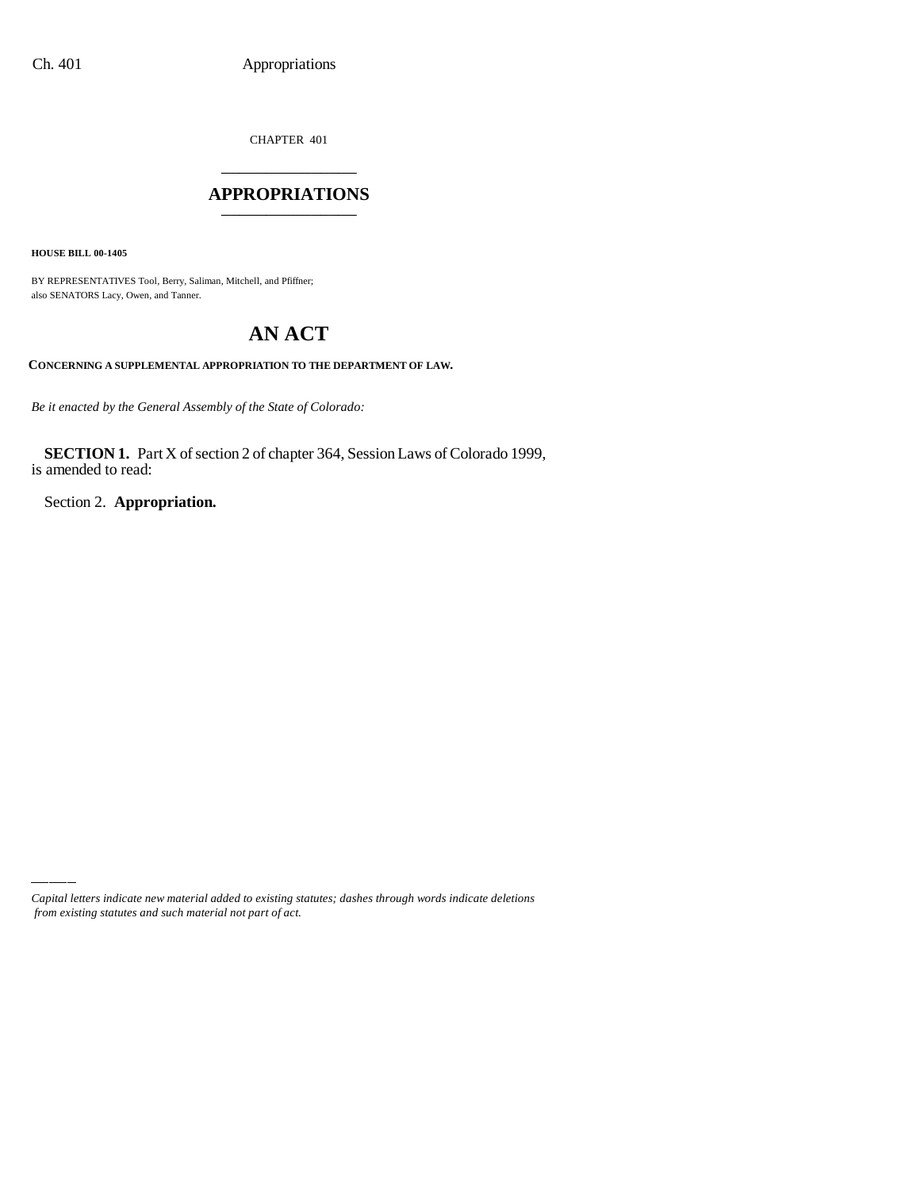CHAPTER 401

# APPROPRIATIONS

**HOUSE BILL 00-1405**

BY REPRESENTATIVES Tool, Berry, Saliman, Mitchell, and Pfiffner;
also SENATORS Lacy, Owen, and Tanner.

# AN ACT

**CONCERNING A SUPPLEMENTAL APPROPRIATION TO THE DEPARTMENT OF LAW.**

*Be it enacted by the General Assembly of the State of Colorado:*

**SECTION 1.** Part X of section 2 of chapter 364, Session Laws of Colorado 1999, is amended to read:

Section 2. **Appropriation.**

*Capital letters indicate new material added to existing statutes; dashes through words indicate deletions from existing statutes and such material not part of act.*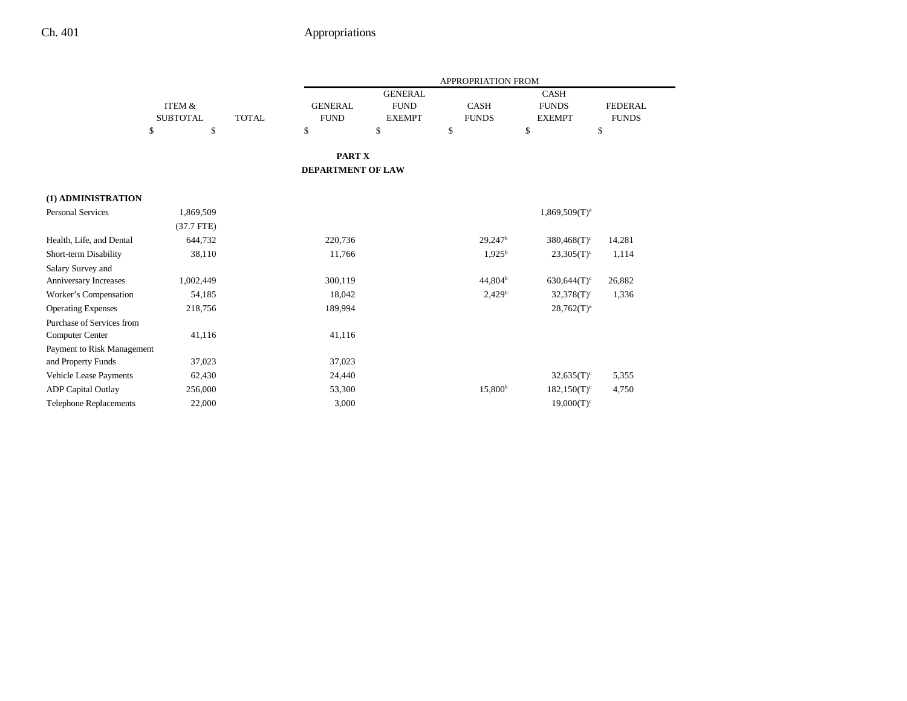| | ITEM & SUBTOTAL | TOTAL | APPROPRIATION FROM GENERAL FUND | GENERAL FUND EXEMPT | CASH FUNDS | CASH FUNDS EXEMPT | FEDERAL FUNDS |
|---|---|---|---|---|---|---|---|
| | $ | $ | $ | $ | $ | $ | $ |

**PART X**

**DEPARTMENT OF LAW**

| | ITEM & SUBTOTAL | TOTAL | GENERAL FUND | GENERAL FUND EXEMPT | CASH FUNDS | CASH FUNDS EXEMPT | FEDERAL FUNDS |
|---|---|---|---|---|---|---|---|
| **(1) ADMINISTRATION** | | | | | | | |
| Personal Services | 1,869,509 | | | | | 1,869,509(T)[a] | |
| | (37.7 FTE) | | | | | | |
| Health, Life, and Dental | 644,732 | | 220,736 | | 29,247[b] | 380,468(T)[c] | 14,281 |
| Short-term Disability | 38,110 | | 11,766 | | 1,925[b] | 23,305(T)[c] | 1,114 |
| Salary Survey and Anniversary Increases | 1,002,449 | | 300,119 | | 44,804[b] | 630,644(T)[c] | 26,882 |
| Worker's Compensation | 54,185 | | 18,042 | | 2,429[b] | 32,378(T)[c] | 1,336 |
| Operating Expenses | 218,756 | | 189,994 | | | 28,762(T)[a] | |
| Purchase of Services from Computer Center | 41,116 | | 41,116 | | | | |
| Payment to Risk Management and Property Funds | 37,023 | | 37,023 | | | | |
| Vehicle Lease Payments | 62,430 | | 24,440 | | | 32,635(T)[c] | 5,355 |
| ADP Capital Outlay | 256,000 | | 53,300 | | 15,800[b] | 182,150(T)[c] | 4,750 |
| Telephone Replacements | 22,000 | | 3,000 | | | 19,000(T)[c] | |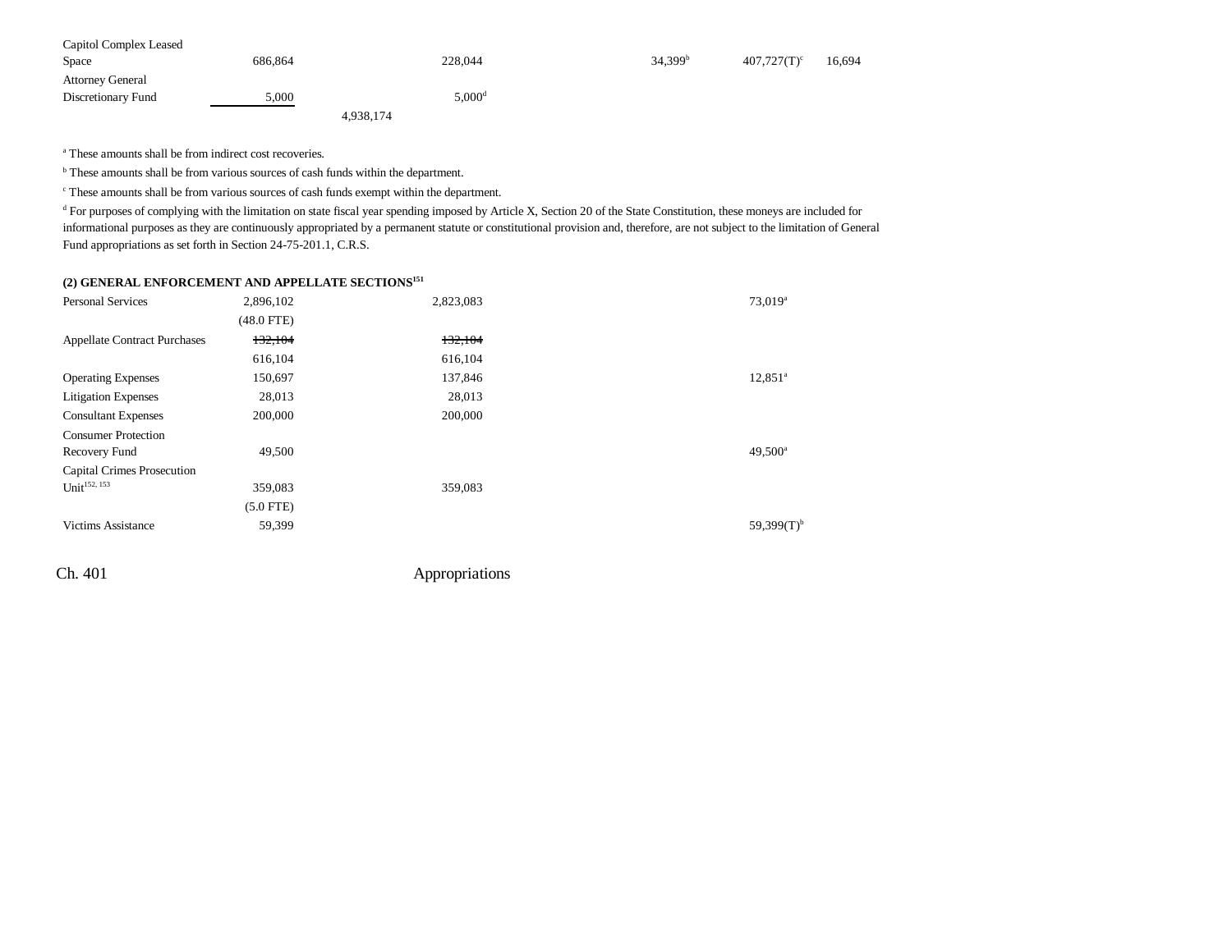| | | | | | | | |
|---|---|---|---|---|---|---|---|
| Capitol Complex Leased Space | 686,864 | | 228,044 | | 34,399[b] | 407,727(T)[c] | 16,694 |
| Attorney General Discretionary Fund | 5,000 | | 5,000[d] | | | | |
| | | 4,938,174 | | | | | |

[a] These amounts shall be from indirect cost recoveries.

[b] These amounts shall be from various sources of cash funds within the department.

[c] These amounts shall be from various sources of cash funds exempt within the department.

[d] For purposes of complying with the limitation on state fiscal year spending imposed by Article X, Section 20 of the State Constitution, these moneys are included for informational purposes as they are continuously appropriated by a permanent statute or constitutional provision and, therefore, are not subject to the limitation of General Fund appropriations as set forth in Section 24-75-201.1, C.R.S.

**(2) GENERAL ENFORCEMENT AND APPELLATE SECTIONS[151]**

| | | | | | | | |
|---|---|---|---|---|---|---|---|
| Personal Services | 2,896,102 | | 2,823,083 | | | 73,019[a] | |
| | (48.0 FTE) | | | | | | |
| Appellate Contract Purchases | ~~132,104~~ | | ~~132,104~~ | | | | |
| | 616,104 | | 616,104 | | | | |
| Operating Expenses | 150,697 | | 137,846 | | | 12,851[a] | |
| Litigation Expenses | 28,013 | | 28,013 | | | | |
| Consultant Expenses | 200,000 | | 200,000 | | | | |
| Consumer Protection Recovery Fund | 49,500 | | | | | 49,500[a] | |
| Capital Crimes Prosecution Unit[152, 153] | 359,083 | | 359,083 | | | | |
| | (5.0 FTE) | | | | | | |
| Victims Assistance | 59,399 | | | | | 59,399(T)[b] | |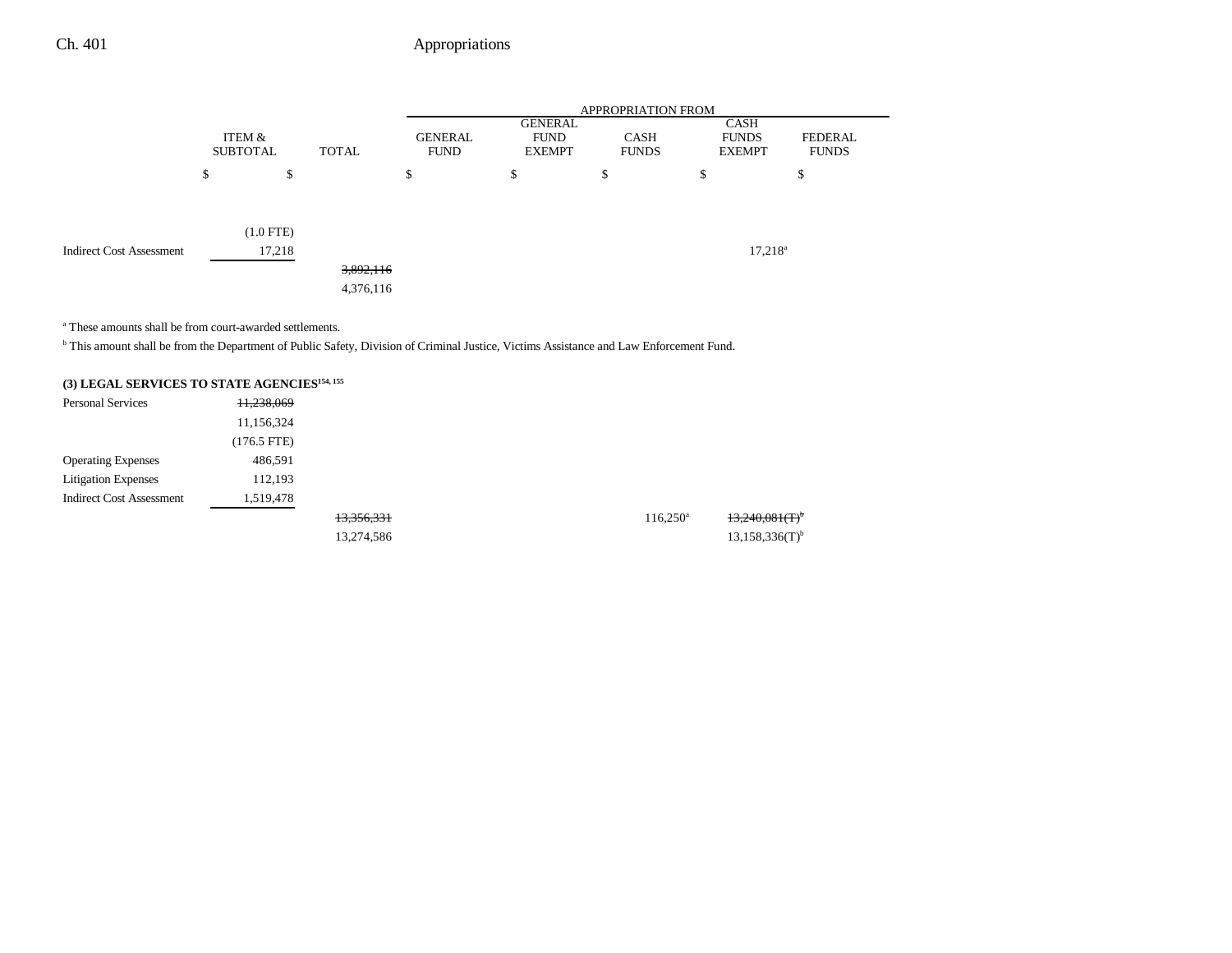| | ITEM & SUBTOTAL | TOTAL | GENERAL FUND | GENERAL FUND EXEMPT | CASH FUNDS | CASH FUNDS EXEMPT | FEDERAL FUNDS |
|---|---|---|---|---|---|---|---|
| | $ | $ | $ | $ | $ | $ | $ |
| | (1.0 FTE) | | | | | | |
| Indirect Cost Assessment | 17,218 | | | | | 17,218[a] | |
| | | ~~3,892,116~~ | | | | | |
| | | 4,376,116 | | | | | |

[a] These amounts shall be from court-awarded settlements.

[b] This amount shall be from the Department of Public Safety, Division of Criminal Justice, Victims Assistance and Law Enforcement Fund.

**(3) LEGAL SERVICES TO STATE AGENCIES**[154, 155]

| | ITEM & SUBTOTAL | TOTAL | GENERAL FUND | GENERAL FUND EXEMPT | CASH FUNDS | CASH FUNDS EXEMPT | FEDERAL FUNDS |
|---|---|---|---|---|---|---|---|
| Personal Services | ~~11,238,069~~ | | | | | | |
| | 11,156,324 | | | | | | |
| | (176.5 FTE) | | | | | | |
| Operating Expenses | 486,591 | | | | | | |
| Litigation Expenses | 112,193 | | | | | | |
| Indirect Cost Assessment | 1,519,478 | | | | | | |
| | | ~~13,356,331~~ | | | 116,250[a] | ~~13,240,081(T)~~[b] | |
| | | 13,274,586 | | | | 13,158,336(T)[b] | |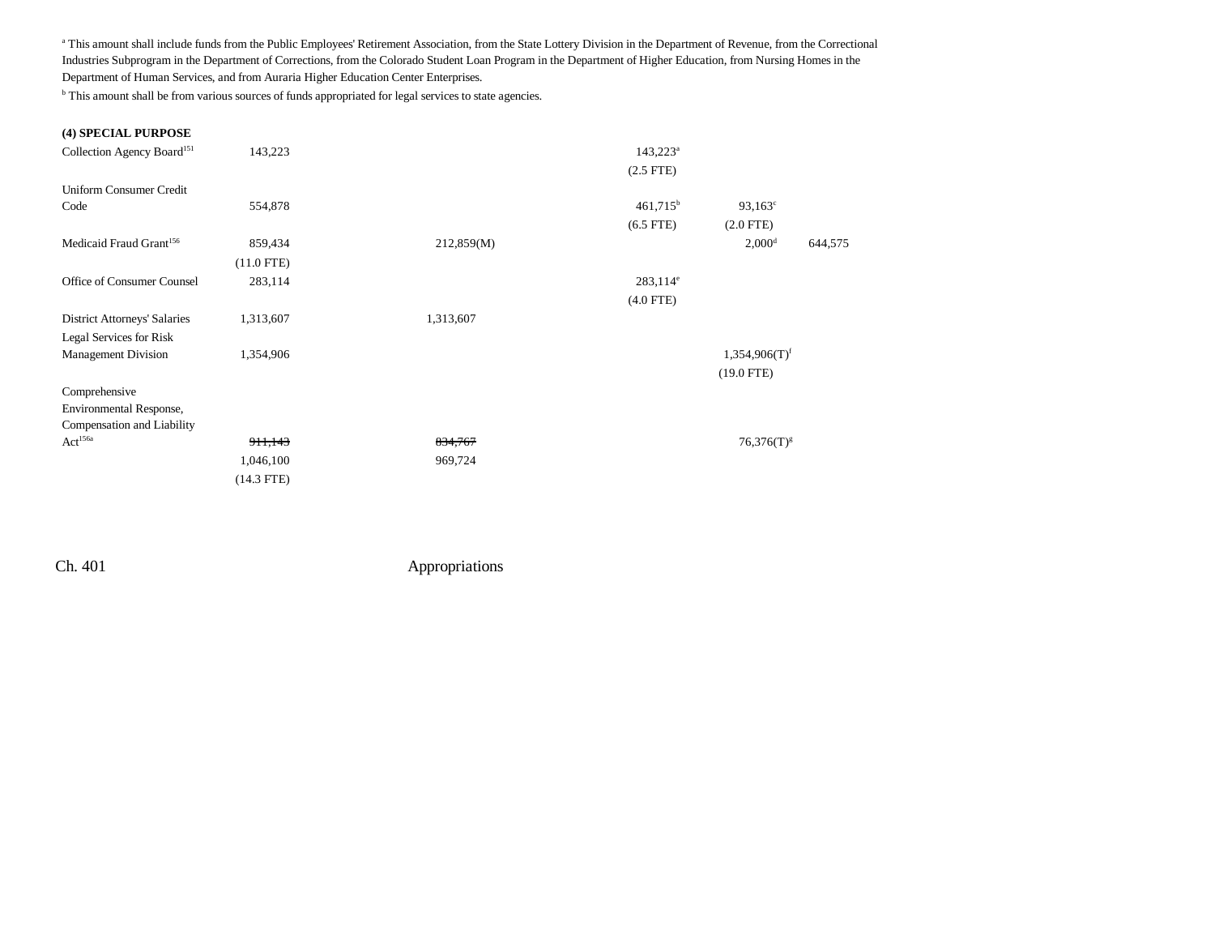[a] This amount shall include funds from the Public Employees' Retirement Association, from the State Lottery Division in the Department of Revenue, from the Correctional Industries Subprogram in the Department of Corrections, from the Colorado Student Loan Program in the Department of Higher Education, from Nursing Homes in the Department of Human Services, and from Auraria Higher Education Center Enterprises.

[b] This amount shall be from various sources of funds appropriated for legal services to state agencies.

| | | | | | | |
|---|---|---|---|---|---|---|
| **(4) SPECIAL PURPOSE** | | | | | | |
| Collection Agency Board[151] | 143,223 | | | 143,223[a] | | |
| | | | | (2.5 FTE) | | |
| Uniform Consumer Credit Code | 554,878 | | | 461,715[b] | 93,163[c] | |
| | | | | (6.5 FTE) | (2.0 FTE) | |
| Medicaid Fraud Grant[156] | 859,434 | | 212,859(M) | | 2,000[d] | 644,575 |
| | (11.0 FTE) | | | | | |
| Office of Consumer Counsel | 283,114 | | | 283,114[e] | | |
| | | | | (4.0 FTE) | | |
| District Attorneys' Salaries | 1,313,607 | | 1,313,607 | | | |
| Legal Services for Risk Management Division | 1,354,906 | | | | 1,354,906(T)[f] | |
| | | | | | (19.0 FTE) | |
| Comprehensive Environmental Response, Compensation and Liability Act[156a] | ~~911,143~~ | | ~~834,767~~ | | 76,376(T)[g] | |
| | 1,046,100 | | 969,724 | | | |
| | (14.3 FTE) | | | | | |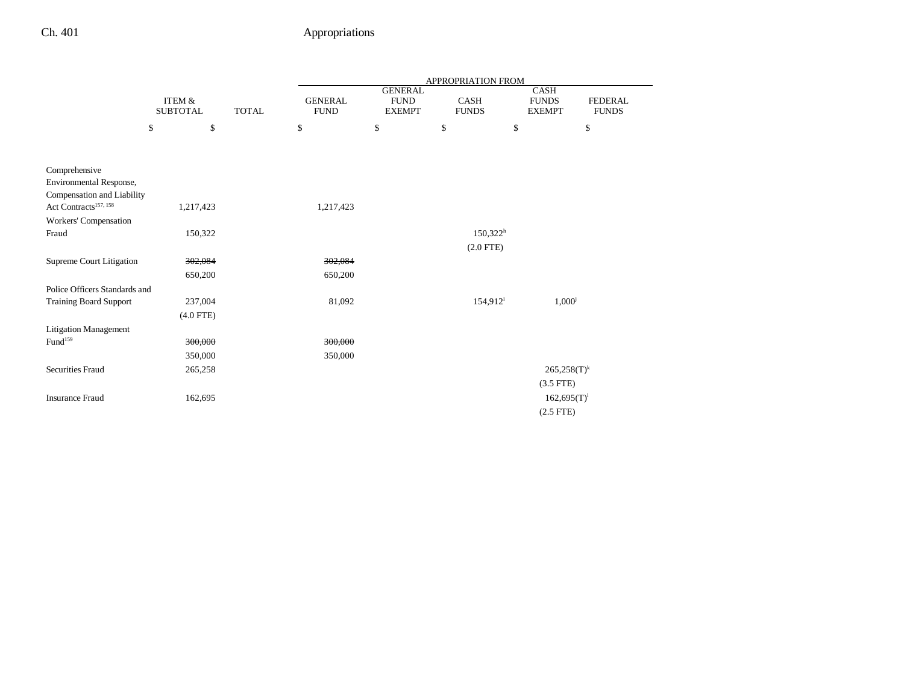| | ITEM & SUBTOTAL | TOTAL | APPROPRIATION FROM GENERAL FUND | GENERAL FUND EXEMPT | CASH FUNDS | CASH FUNDS EXEMPT | FEDERAL FUNDS |
|---|---|---|---|---|---|---|---|
| | $ | $ | $ | $ | $ | $ | $ |
| Comprehensive Environmental Response, Compensation and Liability Act Contracts[157, 158] | 1,217,423 | | 1,217,423 | | | | |
| Workers' Compensation Fraud | 150,322 | | | | 150,322[h] (2.0 FTE) | | |
| Supreme Court Litigation | ~~302,084~~ 650,200 | | ~~302,084~~ 650,200 | | | | |
| Police Officers Standards and Training Board Support | 237,004 (4.0 FTE) | | 81,092 | | 154,912[i] | 1,000[j] | |
| Litigation Management Fund[159] | ~~300,000~~ 350,000 | | ~~300,000~~ 350,000 | | | | |
| Securities Fraud | 265,258 | | | | | 265,258(T)[k] (3.5 FTE) | |
| Insurance Fraud | 162,695 | | | | | 162,695(T)[l] (2.5 FTE) | |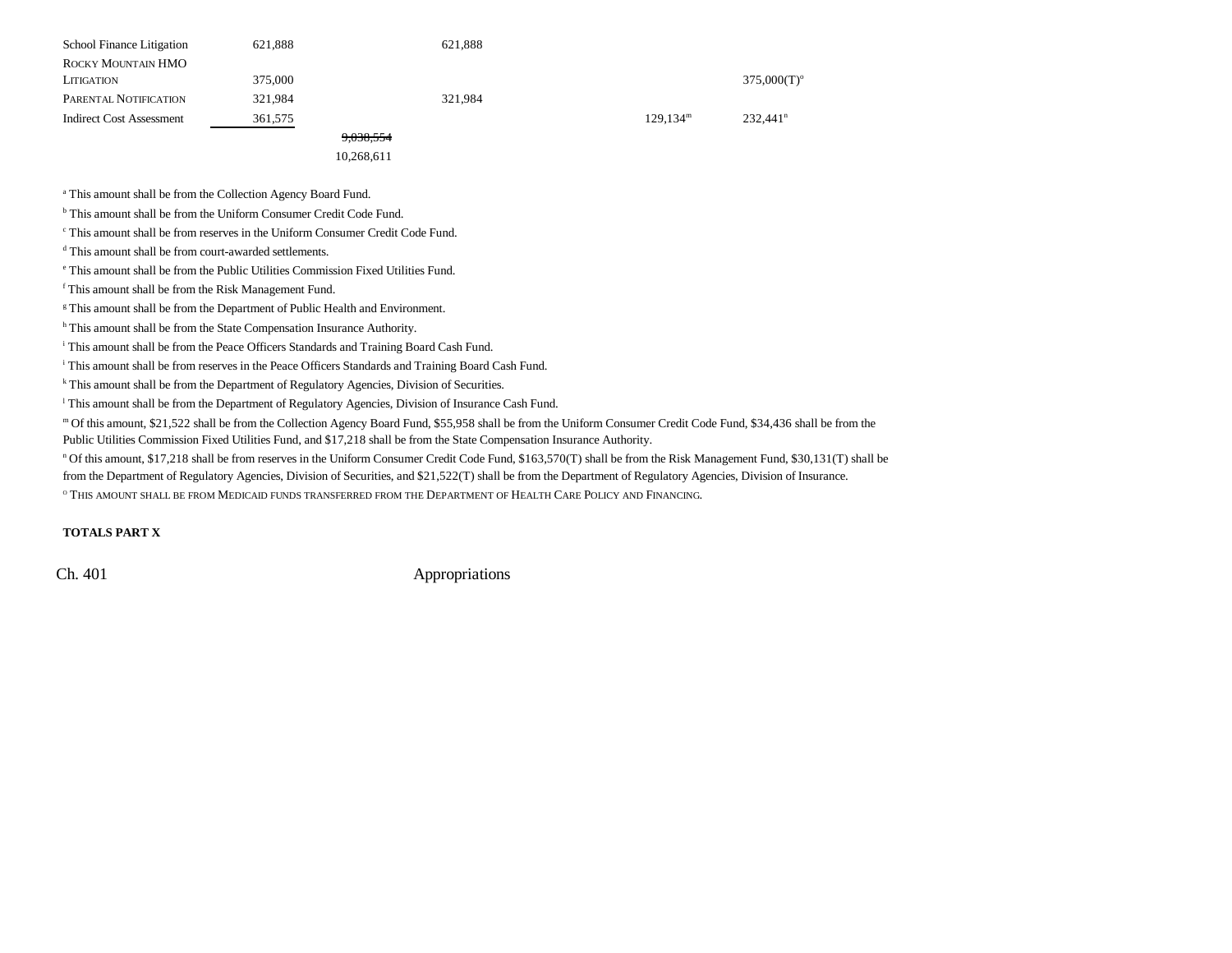| | | | | | | |
|---|---|---|---|---|---|---|
| School Finance Litigation | 621,888 | | 621,888 | | | |
| ROCKY MOUNTAIN HMO LITIGATION | 375,000 | | | | | 375,000(T)[o] |
| PARENTAL NOTIFICATION | 321,984 | | 321,984 | | | |
| Indirect Cost Assessment | 361,575 | | | | 129,134[m] | 232,441[n] |
| | | ~~9,038,554~~ 10,268,611 | | | | |

[a] This amount shall be from the Collection Agency Board Fund.

[b] This amount shall be from the Uniform Consumer Credit Code Fund.

[c] This amount shall be from reserves in the Uniform Consumer Credit Code Fund.

[d] This amount shall be from court-awarded settlements.

[e] This amount shall be from the Public Utilities Commission Fixed Utilities Fund.

[f] This amount shall be from the Risk Management Fund.

[g] This amount shall be from the Department of Public Health and Environment.

[h] This amount shall be from the State Compensation Insurance Authority.

[i] This amount shall be from the Peace Officers Standards and Training Board Cash Fund.

[j] This amount shall be from reserves in the Peace Officers Standards and Training Board Cash Fund.

[k] This amount shall be from the Department of Regulatory Agencies, Division of Securities.

[l] This amount shall be from the Department of Regulatory Agencies, Division of Insurance Cash Fund.

[m] Of this amount, $21,522 shall be from the Collection Agency Board Fund, $55,958 shall be from the Uniform Consumer Credit Code Fund, $34,436 shall be from the Public Utilities Commission Fixed Utilities Fund, and $17,218 shall be from the State Compensation Insurance Authority.

[n] Of this amount, $17,218 shall be from reserves in the Uniform Consumer Credit Code Fund, $163,570(T) shall be from the Risk Management Fund, $30,131(T) shall be from the Department of Regulatory Agencies, Division of Securities, and $21,522(T) shall be from the Department of Regulatory Agencies, Division of Insurance.

[o] THIS AMOUNT SHALL BE FROM MEDICAID FUNDS TRANSFERRED FROM THE DEPARTMENT OF HEALTH CARE POLICY AND FINANCING.

**TOTALS PART X**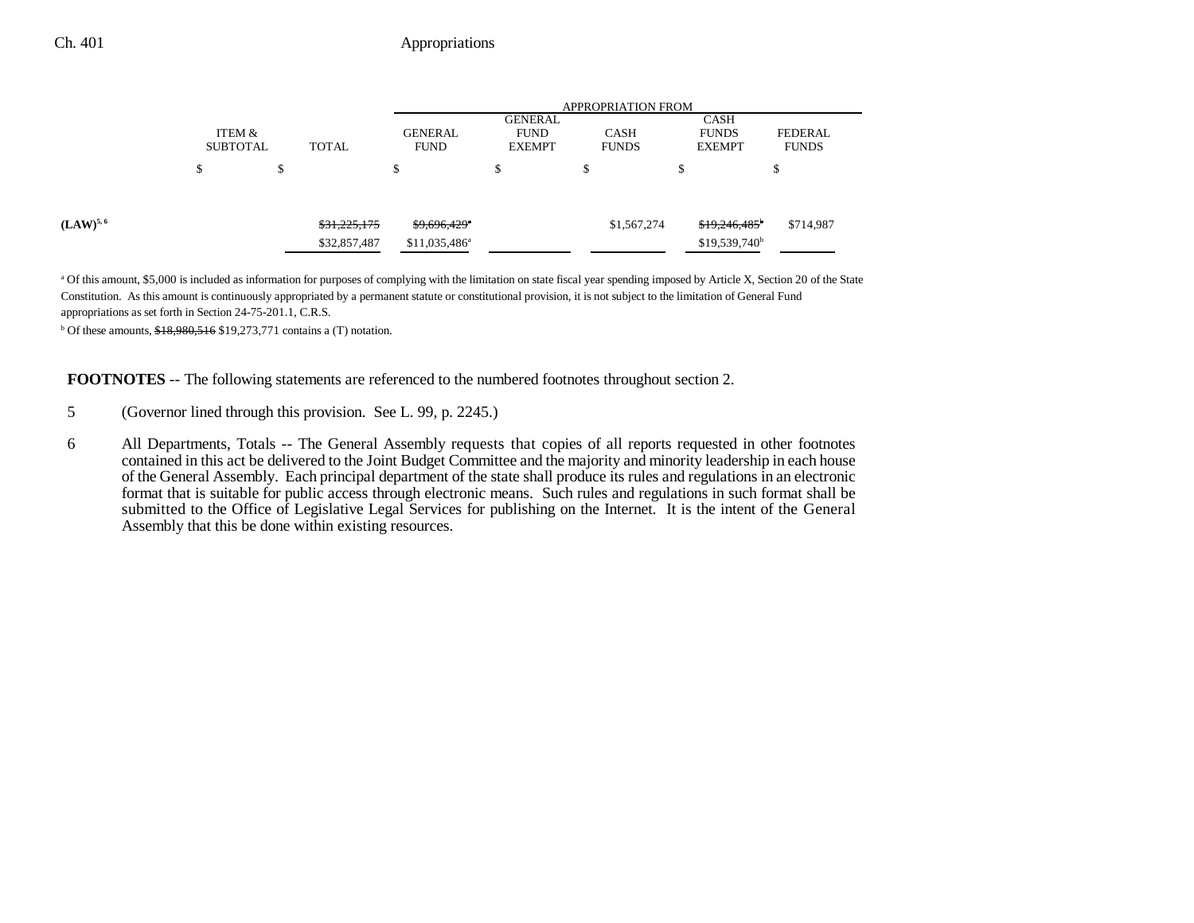| | ITEM & SUBTOTAL | TOTAL | APPROPRIATION FROM GENERAL FUND | GENERAL FUND EXEMPT | CASH FUNDS | CASH FUNDS EXEMPT | FEDERAL FUNDS |
|---|---|---|---|---|---|---|---|
| | $ | $ | $ | $ | $ | $ | $ |
| (LAW)[5, 6] | | ~~$31,225,175~~ | ~~$9,696,429~~[a] | | $1,567,274 | ~~$19,246,485~~[b] | $714,987 |
| | | $32,857,487 | $11,035,486[a] | | | $19,539,740[b] | |

[a] Of this amount, $5,000 is included as information for purposes of complying with the limitation on state fiscal year spending imposed by Article X, Section 20 of the State Constitution. As this amount is continuously appropriated by a permanent statute or constitutional provision, it is not subject to the limitation of General Fund appropriations as set forth in Section 24-75-201.1, C.R.S.

[b] Of these amounts, ~~$18,980,516~~ $19,273,771 contains a (T) notation.

**FOOTNOTES** -- The following statements are referenced to the numbered footnotes throughout section 2.

5 (Governor lined through this provision. See L. 99, p. 2245.)

6 All Departments, Totals -- The General Assembly requests that copies of all reports requested in other footnotes contained in this act be delivered to the Joint Budget Committee and the majority and minority leadership in each house of the General Assembly. Each principal department of the state shall produce its rules and regulations in an electronic format that is suitable for public access through electronic means. Such rules and regulations in such format shall be submitted to the Office of Legislative Legal Services for publishing on the Internet. It is the intent of the General Assembly that this be done within existing resources.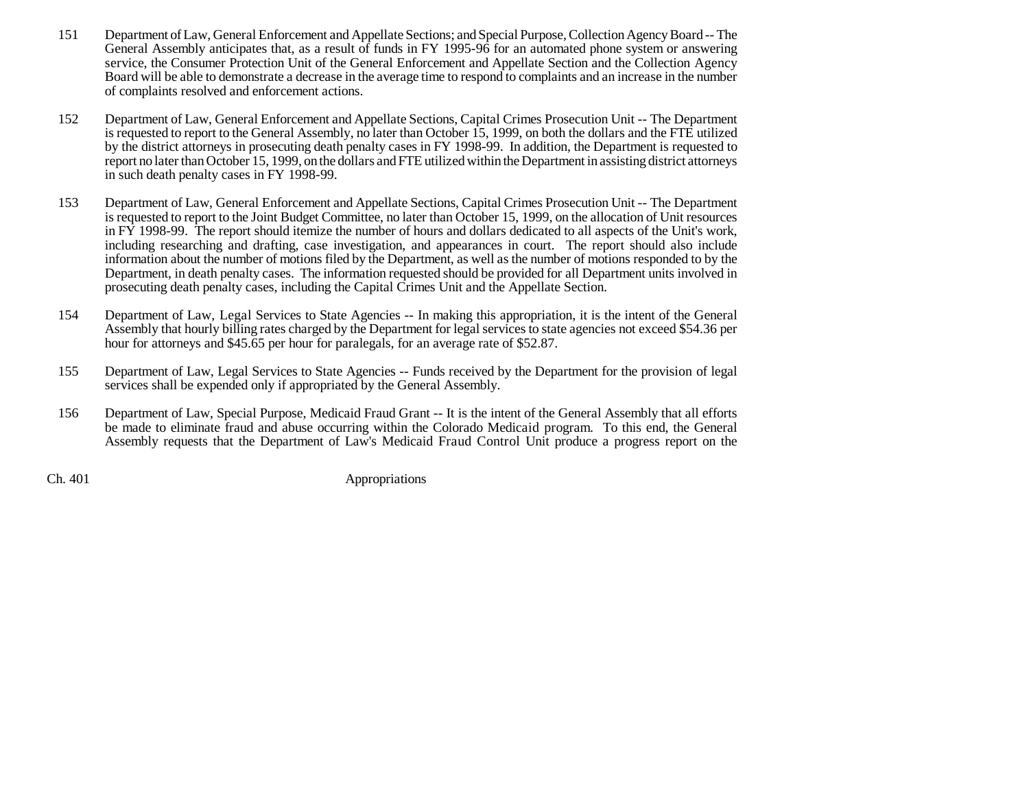151 Department of Law, General Enforcement and Appellate Sections; and Special Purpose, Collection Agency Board -- The General Assembly anticipates that, as a result of funds in FY 1995-96 for an automated phone system or answering service, the Consumer Protection Unit of the General Enforcement and Appellate Section and the Collection Agency Board will be able to demonstrate a decrease in the average time to respond to complaints and an increase in the number of complaints resolved and enforcement actions.

152 Department of Law, General Enforcement and Appellate Sections, Capital Crimes Prosecution Unit -- The Department is requested to report to the General Assembly, no later than October 15, 1999, on both the dollars and the FTE utilized by the district attorneys in prosecuting death penalty cases in FY 1998-99. In addition, the Department is requested to report no later than October 15, 1999, on the dollars and FTE utilized within the Department in assisting district attorneys in such death penalty cases in FY 1998-99.

153 Department of Law, General Enforcement and Appellate Sections, Capital Crimes Prosecution Unit -- The Department is requested to report to the Joint Budget Committee, no later than October 15, 1999, on the allocation of Unit resources in FY 1998-99. The report should itemize the number of hours and dollars dedicated to all aspects of the Unit's work, including researching and drafting, case investigation, and appearances in court. The report should also include information about the number of motions filed by the Department, as well as the number of motions responded to by the Department, in death penalty cases. The information requested should be provided for all Department units involved in prosecuting death penalty cases, including the Capital Crimes Unit and the Appellate Section.

154 Department of Law, Legal Services to State Agencies -- In making this appropriation, it is the intent of the General Assembly that hourly billing rates charged by the Department for legal services to state agencies not exceed $54.36 per hour for attorneys and $45.65 per hour for paralegals, for an average rate of $52.87.

155 Department of Law, Legal Services to State Agencies -- Funds received by the Department for the provision of legal services shall be expended only if appropriated by the General Assembly.

156 Department of Law, Special Purpose, Medicaid Fraud Grant -- It is the intent of the General Assembly that all efforts be made to eliminate fraud and abuse occurring within the Colorado Medicaid program. To this end, the General Assembly requests that the Department of Law's Medicaid Fraud Control Unit produce a progress report on the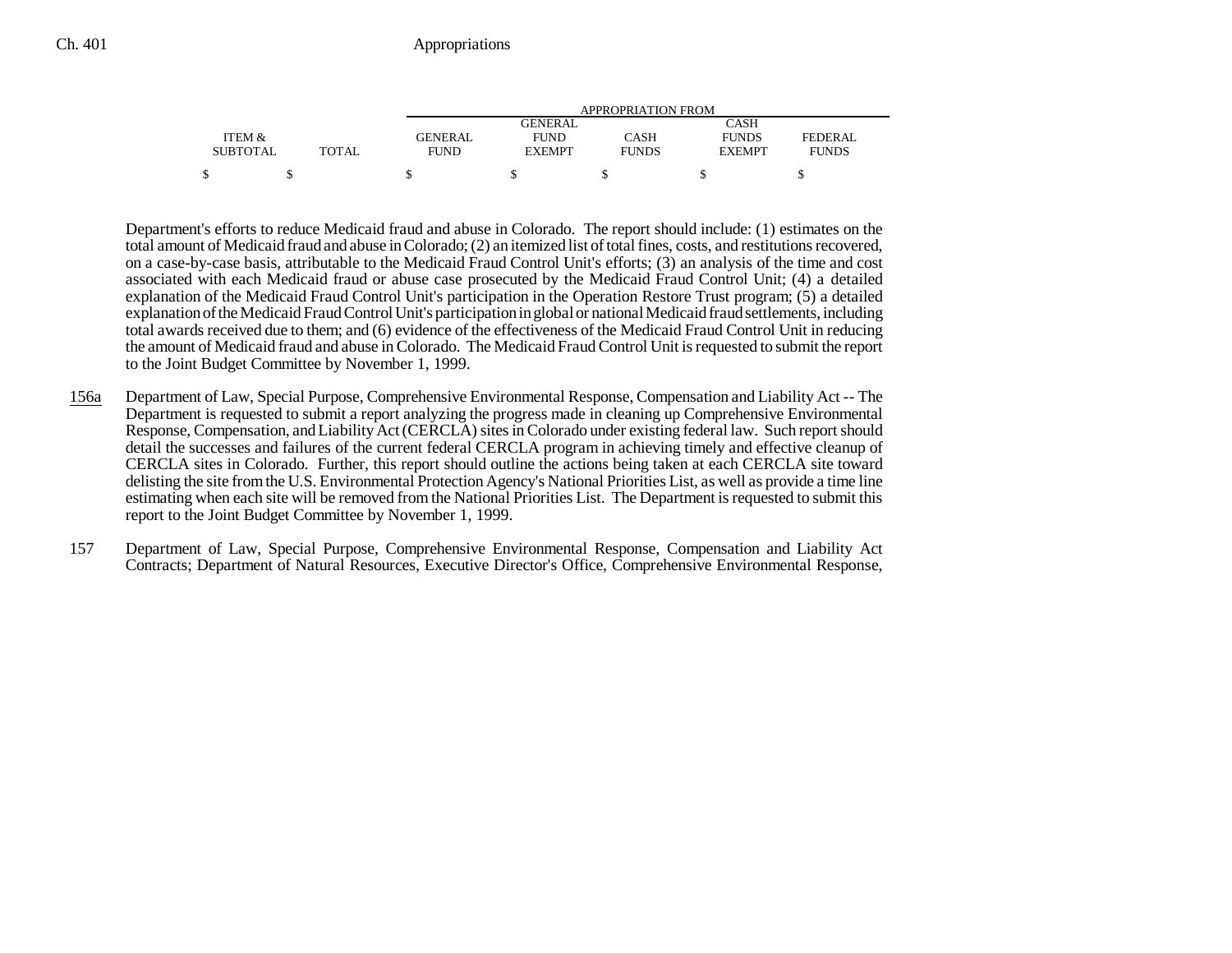| ITEM & SUBTOTAL | TOTAL | APPROPRIATION FROM GENERAL FUND | GENERAL FUND EXEMPT | CASH FUNDS | CASH FUNDS EXEMPT | FEDERAL FUNDS |
|---|---|---|---|---|---|---|
| $ | $ | $ | $ | $ | $ | $ |

Department's efforts to reduce Medicaid fraud and abuse in Colorado. The report should include: (1) estimates on the total amount of Medicaid fraud and abuse in Colorado; (2) an itemized list of total fines, costs, and restitutions recovered, on a case-by-case basis, attributable to the Medicaid Fraud Control Unit's efforts; (3) an analysis of the time and cost associated with each Medicaid fraud or abuse case prosecuted by the Medicaid Fraud Control Unit; (4) a detailed explanation of the Medicaid Fraud Control Unit's participation in the Operation Restore Trust program; (5) a detailed explanation of the Medicaid Fraud Control Unit's participation in global or national Medicaid fraud settlements, including total awards received due to them; and (6) evidence of the effectiveness of the Medicaid Fraud Control Unit in reducing the amount of Medicaid fraud and abuse in Colorado. The Medicaid Fraud Control Unit is requested to submit the report to the Joint Budget Committee by November 1, 1999.

156a Department of Law, Special Purpose, Comprehensive Environmental Response, Compensation and Liability Act -- The Department is requested to submit a report analyzing the progress made in cleaning up Comprehensive Environmental Response, Compensation, and Liability Act (CERCLA) sites in Colorado under existing federal law. Such report should detail the successes and failures of the current federal CERCLA program in achieving timely and effective cleanup of CERCLA sites in Colorado. Further, this report should outline the actions being taken at each CERCLA site toward delisting the site from the U.S. Environmental Protection Agency's National Priorities List, as well as provide a time line estimating when each site will be removed from the National Priorities List. The Department is requested to submit this report to the Joint Budget Committee by November 1, 1999.

157 Department of Law, Special Purpose, Comprehensive Environmental Response, Compensation and Liability Act Contracts; Department of Natural Resources, Executive Director's Office, Comprehensive Environmental Response,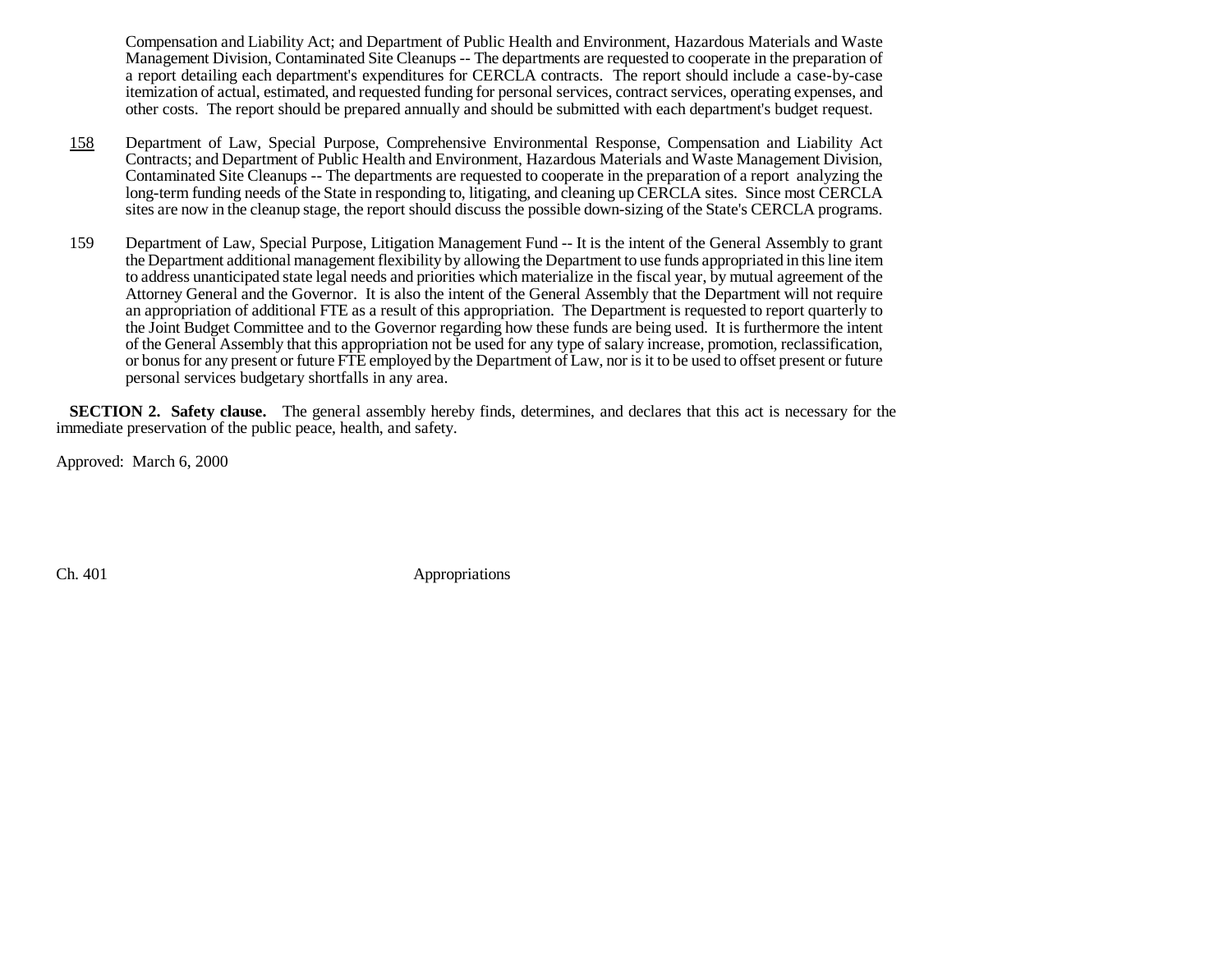Compensation and Liability Act; and Department of Public Health and Environment, Hazardous Materials and Waste Management Division, Contaminated Site Cleanups -- The departments are requested to cooperate in the preparation of a report detailing each department's expenditures for CERCLA contracts. The report should include a case-by-case itemization of actual, estimated, and requested funding for personal services, contract services, operating expenses, and other costs. The report should be prepared annually and should be submitted with each department's budget request.

158 Department of Law, Special Purpose, Comprehensive Environmental Response, Compensation and Liability Act Contracts; and Department of Public Health and Environment, Hazardous Materials and Waste Management Division, Contaminated Site Cleanups -- The departments are requested to cooperate in the preparation of a report analyzing the long-term funding needs of the State in responding to, litigating, and cleaning up CERCLA sites. Since most CERCLA sites are now in the cleanup stage, the report should discuss the possible down-sizing of the State's CERCLA programs.

159 Department of Law, Special Purpose, Litigation Management Fund -- It is the intent of the General Assembly to grant the Department additional management flexibility by allowing the Department to use funds appropriated in this line item to address unanticipated state legal needs and priorities which materialize in the fiscal year, by mutual agreement of the Attorney General and the Governor. It is also the intent of the General Assembly that the Department will not require an appropriation of additional FTE as a result of this appropriation. The Department is requested to report quarterly to the Joint Budget Committee and to the Governor regarding how these funds are being used. It is furthermore the intent of the General Assembly that this appropriation not be used for any type of salary increase, promotion, reclassification, or bonus for any present or future FTE employed by the Department of Law, nor is it to be used to offset present or future personal services budgetary shortfalls in any area.

**SECTION 2. Safety clause.** The general assembly hereby finds, determines, and declares that this act is necessary for the immediate preservation of the public peace, health, and safety.

Approved: March 6, 2000